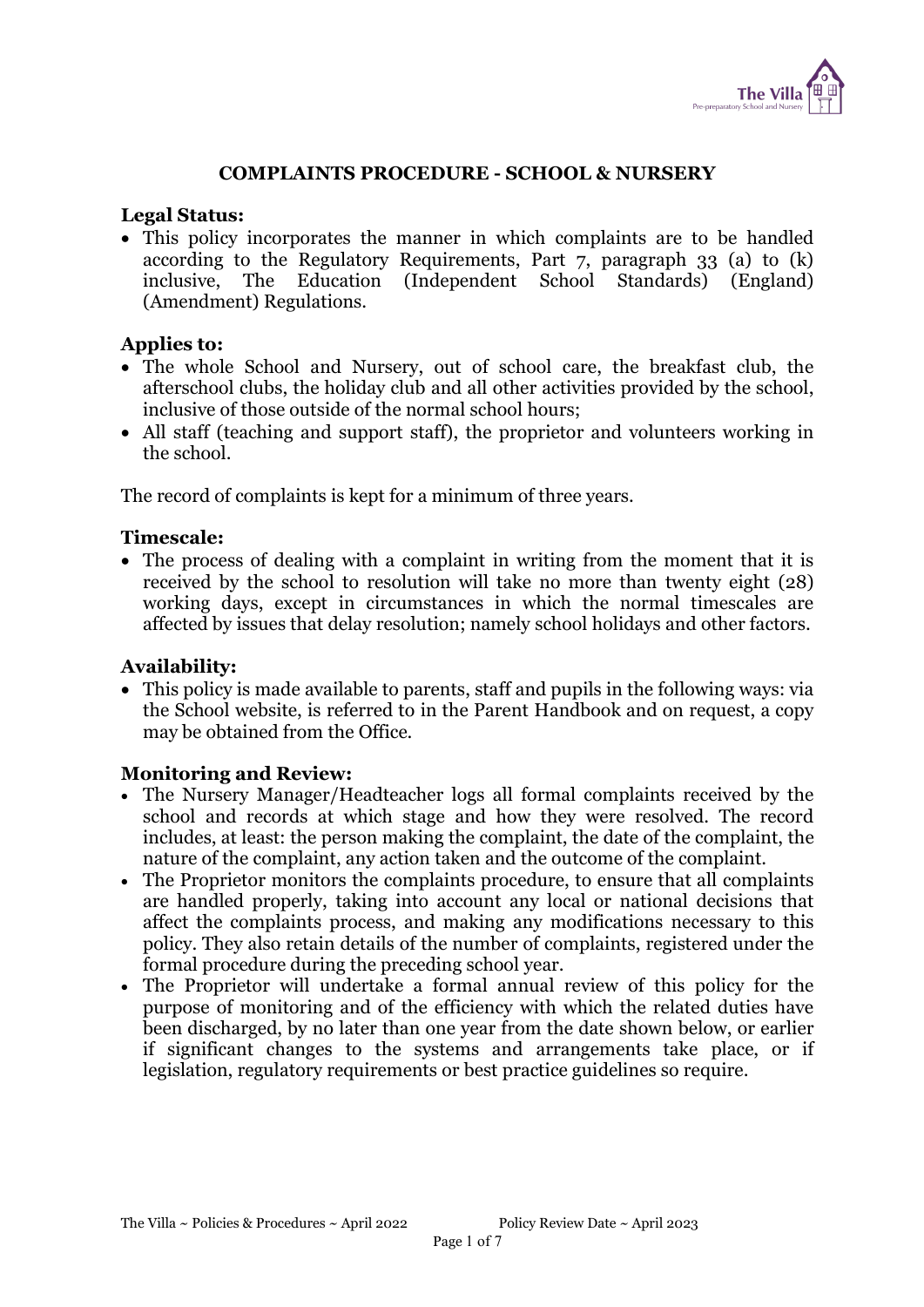# COMPLAINTS PROCEDURE - SCHOOL & NURSERY

### Legal Status:

- This policy incorporates the manner in which complaints are to be handled according to the Regulatory Requirements, Part 7, paragraph 33 (a) to (k) inclusive, The Education (Independent School Standards) (England) (Amendment) Regulations.

### Applies to:

- The whole School and Nursery, out of school care, the breakfast club, the afterschool clubs, the holiday club and all other activities provided by the school, inclusive of those outside of the normal school hours;
- All staff (teaching and support staff), the proprietor and volunteers working in the school.

The record of complaints is kept for a minimum of three years.

### Timescale:

- The process of dealing with a complaint in writing from the moment that it is received by the school to resolution will take no more than twenty eight (28) working days, except in circumstances in which the normal timescales are affected by issues that delay resolution; namely school holidays and other factors.

### Availability:

- This policy is made available to parents, staff and pupils in the following ways: via the School website, is referred to in the Parent Handbook and on request, a copy may be obtained from the Office.

### Monitoring and Review:

- The Nursery Manager/Headteacher logs all formal complaints received by the school and records at which stage and how they were resolved. The record includes, at least: the person making the complaint, the date of the complaint, the nature of the complaint, any action taken and the outcome of the complaint.
- The Proprietor monitors the complaints procedure, to ensure that all complaints are handled properly, taking into account any local or national decisions that affect the complaints process, and making any modifications necessary to this policy. They also retain details of the number of complaints, registered under the formal procedure during the preceding school year.
- The Proprietor will undertake a formal annual review of this policy for the purpose of monitoring and of the efficiency with which the related duties have been discharged, by no later than one year from the date shown below, or earlier if significant changes to the systems and arrangements take place, or if legislation, regulatory requirements or best practice guidelines so require.

The Villa ~ Policies & Procedures ~ April 2022 Policy Review Date ~ April 2023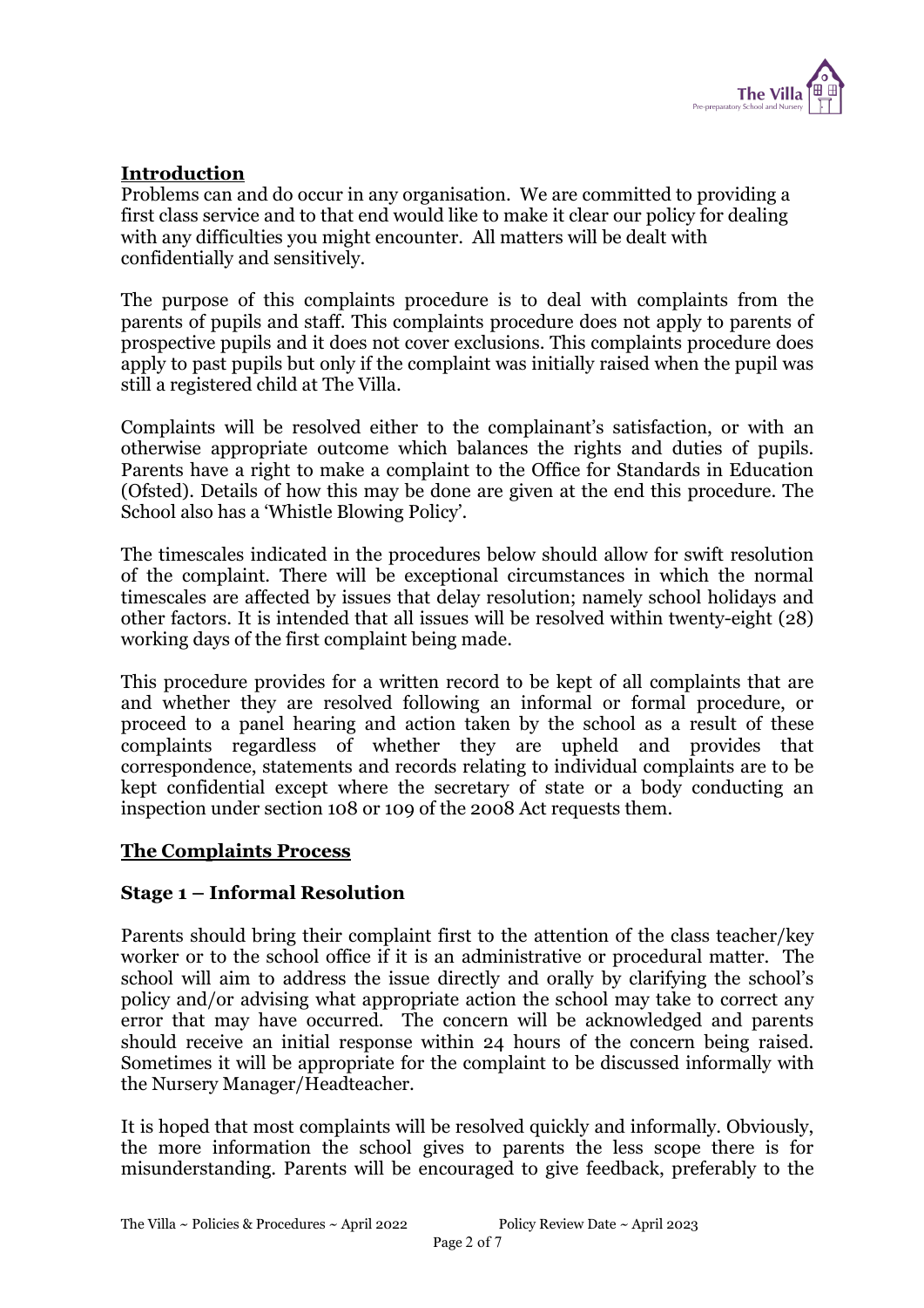## Introduction

Problems can and do occur in any organisation. We are committed to providing a first class service and to that end would like to make it clear our policy for dealing with any difficulties you might encounter. All matters will be dealt with confidentially and sensitively.

The purpose of this complaints procedure is to deal with complaints from the parents of pupils and staff. This complaints procedure does not apply to parents of prospective pupils and it does not cover exclusions. This complaints procedure does apply to past pupils but only if the complaint was initially raised when the pupil was still a registered child at The Villa.

Complaints will be resolved either to the complainant's satisfaction, or with an otherwise appropriate outcome which balances the rights and duties of pupils. Parents have a right to make a complaint to the Office for Standards in Education (Ofsted). Details of how this may be done are given at the end this procedure. The School also has a 'Whistle Blowing Policy'.

The timescales indicated in the procedures below should allow for swift resolution of the complaint. There will be exceptional circumstances in which the normal timescales are affected by issues that delay resolution; namely school holidays and other factors. It is intended that all issues will be resolved within twenty-eight (28) working days of the first complaint being made.

This procedure provides for a written record to be kept of all complaints that are and whether they are resolved following an informal or formal procedure, or proceed to a panel hearing and action taken by the school as a result of these complaints regardless of whether they are upheld and provides that correspondence, statements and records relating to individual complaints are to be kept confidential except where the secretary of state or a body conducting an inspection under section 108 or 109 of the 2008 Act requests them.

## The Complaints Process

### Stage 1 – Informal Resolution

Parents should bring their complaint first to the attention of the class teacher/key worker or to the school office if it is an administrative or procedural matter. The school will aim to address the issue directly and orally by clarifying the school's policy and/or advising what appropriate action the school may take to correct any error that may have occurred. The concern will be acknowledged and parents should receive an initial response within 24 hours of the concern being raised. Sometimes it will be appropriate for the complaint to be discussed informally with the Nursery Manager/Headteacher.

It is hoped that most complaints will be resolved quickly and informally. Obviously, the more information the school gives to parents the less scope there is for misunderstanding. Parents will be encouraged to give feedback, preferably to the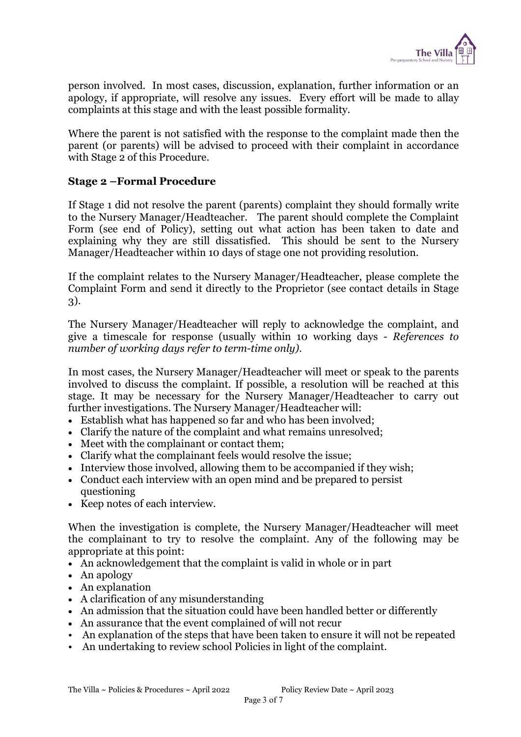person involved. In most cases, discussion, explanation, further information or an apology, if appropriate, will resolve any issues. Every effort will be made to allay complaints at this stage and with the least possible formality.

Where the parent is not satisfied with the response to the complaint made then the parent (or parents) will be advised to proceed with their complaint in accordance with Stage 2 of this Procedure.

### Stage 2 –Formal Procedure

If Stage 1 did not resolve the parent (parents) complaint they should formally write to the Nursery Manager/Headteacher. The parent should complete the Complaint Form (see end of Policy), setting out what action has been taken to date and explaining why they are still dissatisfied. This should be sent to the Nursery Manager/Headteacher within 10 days of stage one not providing resolution.

If the complaint relates to the Nursery Manager/Headteacher, please complete the Complaint Form and send it directly to the Proprietor (see contact details in Stage 3).

The Nursery Manager/Headteacher will reply to acknowledge the complaint, and give a timescale for response (usually within 10 working days - *References to number of working days refer to term-time only)*.

In most cases, the Nursery Manager/Headteacher will meet or speak to the parents involved to discuss the complaint. If possible, a resolution will be reached at this stage. It may be necessary for the Nursery Manager/Headteacher to carry out further investigations. The Nursery Manager/Headteacher will:

- Establish what has happened so far and who has been involved;
- Clarify the nature of the complaint and what remains unresolved;
- Meet with the complainant or contact them;
- Clarify what the complainant feels would resolve the issue;
- Interview those involved, allowing them to be accompanied if they wish;
- Conduct each interview with an open mind and be prepared to persist questioning
- Keep notes of each interview.

When the investigation is complete, the Nursery Manager/Headteacher will meet the complainant to try to resolve the complaint. Any of the following may be appropriate at this point:

- An acknowledgement that the complaint is valid in whole or in part
- An apology
- An explanation
- A clarification of any misunderstanding
- An admission that the situation could have been handled better or differently
- An assurance that the event complained of will not recur
- An explanation of the steps that have been taken to ensure it will not be repeated
- An undertaking to review school Policies in light of the complaint.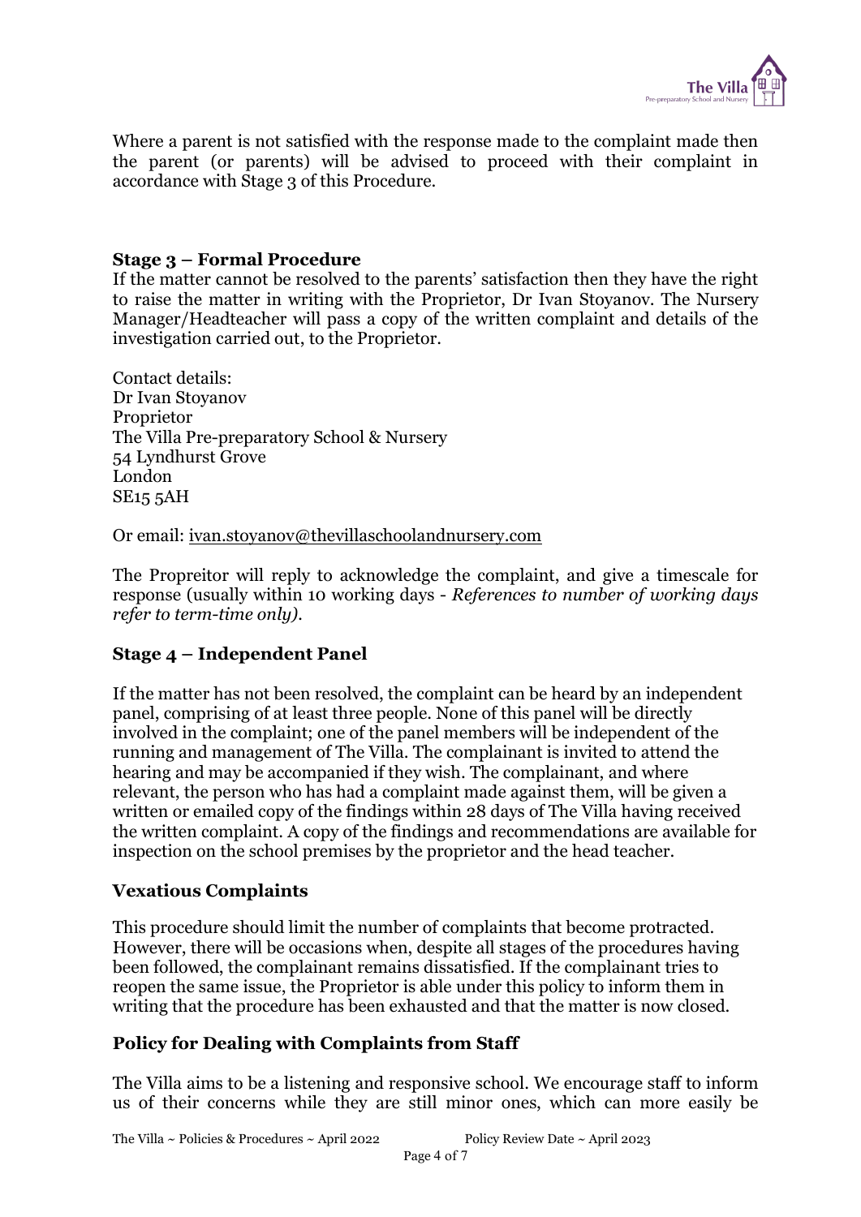Where a parent is not satisfied with the response made to the complaint made then the parent (or parents) will be advised to proceed with their complaint in accordance with Stage 3 of this Procedure.

### Stage 3 – Formal Procedure

If the matter cannot be resolved to the parents' satisfaction then they have the right to raise the matter in writing with the Proprietor, Dr Ivan Stoyanov. The Nursery Manager/Headteacher will pass a copy of the written complaint and details of the investigation carried out, to the Proprietor.

Contact details:
Dr Ivan Stoyanov
Proprietor
The Villa Pre-preparatory School & Nursery
54 Lyndhurst Grove
London
SE15 5AH

Or email: ivan.stoyanov@thevillaschoolandnursery.com

The Propreitor will reply to acknowledge the complaint, and give a timescale for response (usually within 10 working days - *References to number of working days refer to term-time only).*

### Stage 4 – Independent Panel

If the matter has not been resolved, the complaint can be heard by an independent panel, comprising of at least three people. None of this panel will be directly involved in the complaint; one of the panel members will be independent of the running and management of The Villa. The complainant is invited to attend the hearing and may be accompanied if they wish. The complainant, and where relevant, the person who has had a complaint made against them, will be given a written or emailed copy of the findings within 28 days of The Villa having received the written complaint. A copy of the findings and recommendations are available for inspection on the school premises by the proprietor and the head teacher.

### Vexatious Complaints

This procedure should limit the number of complaints that become protracted. However, there will be occasions when, despite all stages of the procedures having been followed, the complainant remains dissatisfied. If the complainant tries to reopen the same issue, the Proprietor is able under this policy to inform them in writing that the procedure has been exhausted and that the matter is now closed.

### Policy for Dealing with Complaints from Staff

The Villa aims to be a listening and responsive school. We encourage staff to inform us of their concerns while they are still minor ones, which can more easily be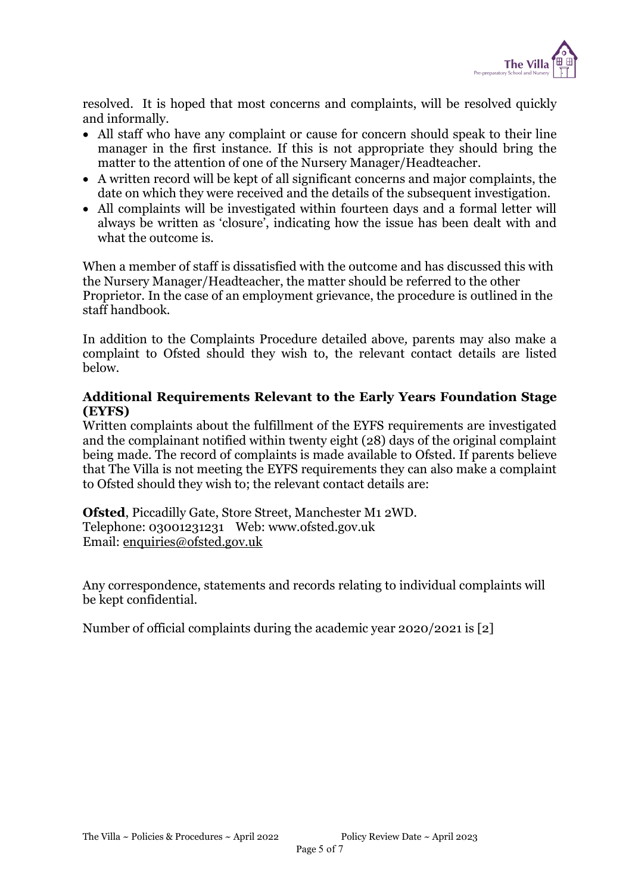resolved. It is hoped that most concerns and complaints, will be resolved quickly and informally.

- All staff who have any complaint or cause for concern should speak to their line manager in the first instance. If this is not appropriate they should bring the matter to the attention of one of the Nursery Manager/Headteacher.
- A written record will be kept of all significant concerns and major complaints, the date on which they were received and the details of the subsequent investigation.
- All complaints will be investigated within fourteen days and a formal letter will always be written as 'closure', indicating how the issue has been dealt with and what the outcome is.

When a member of staff is dissatisfied with the outcome and has discussed this with the Nursery Manager/Headteacher, the matter should be referred to the other Proprietor. In the case of an employment grievance, the procedure is outlined in the staff handbook.

In addition to the Complaints Procedure detailed above, parents may also make a complaint to Ofsted should they wish to, the relevant contact details are listed below.

### Additional Requirements Relevant to the Early Years Foundation Stage (EYFS)

Written complaints about the fulfillment of the EYFS requirements are investigated and the complainant notified within twenty eight (28) days of the original complaint being made. The record of complaints is made available to Ofsted. If parents believe that The Villa is not meeting the EYFS requirements they can also make a complaint to Ofsted should they wish to; the relevant contact details are:

**Ofsted**, Piccadilly Gate, Store Street, Manchester M1 2WD.
Telephone: 03001231231 Web: www.ofsted.gov.uk
Email: enquiries@ofsted.gov.uk

Any correspondence, statements and records relating to individual complaints will be kept confidential.

Number of official complaints during the academic year 2020/2021 is [2]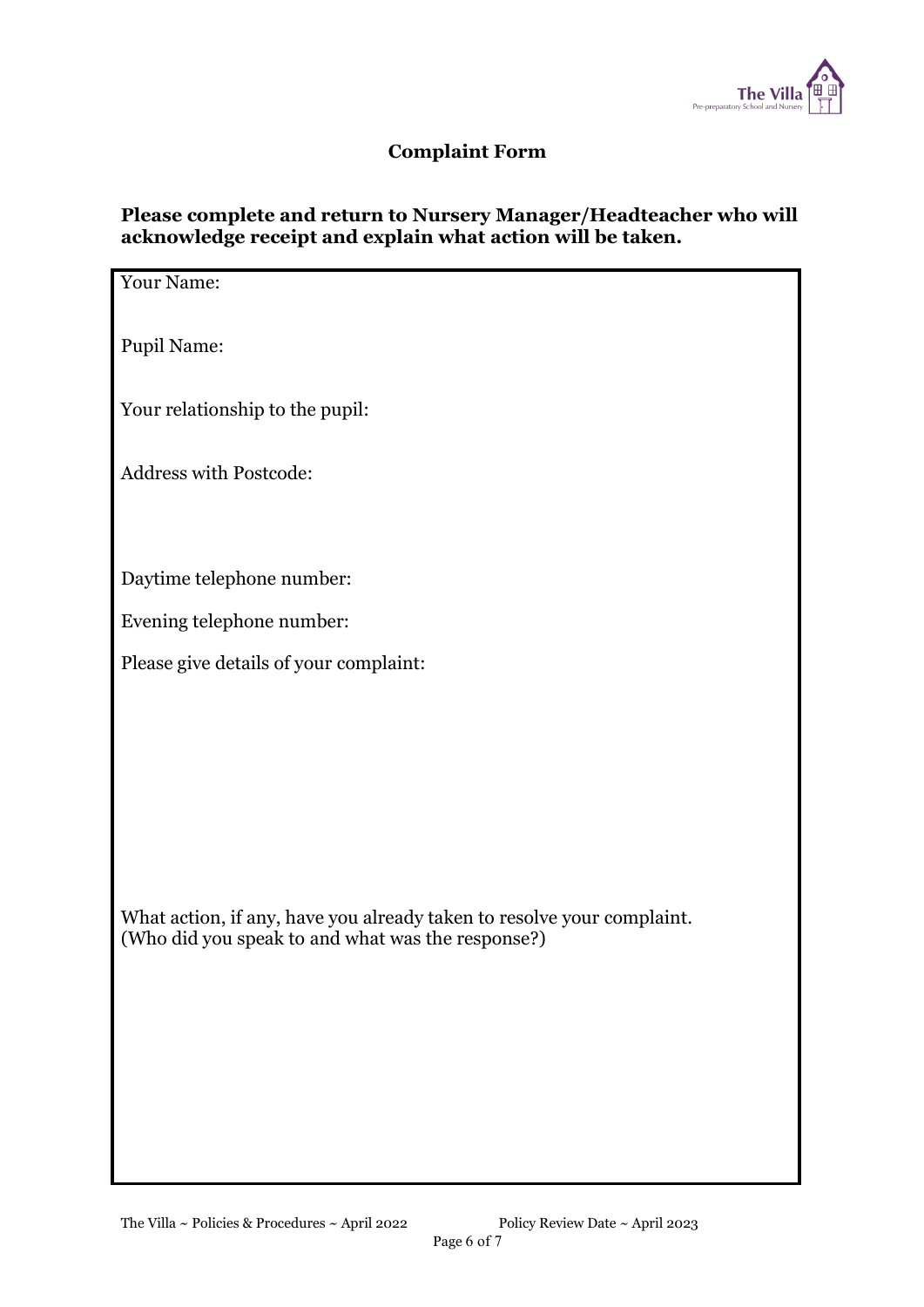## Complaint Form

**Please complete and return to Nursery Manager/Headteacher who will acknowledge receipt and explain what action will be taken.**

Your Name:

Pupil Name:

Your relationship to the pupil:

Address with Postcode:

Daytime telephone number:

Evening telephone number:

Please give details of your complaint:

What action, if any, have you already taken to resolve your complaint.
(Who did you speak to and what was the response?)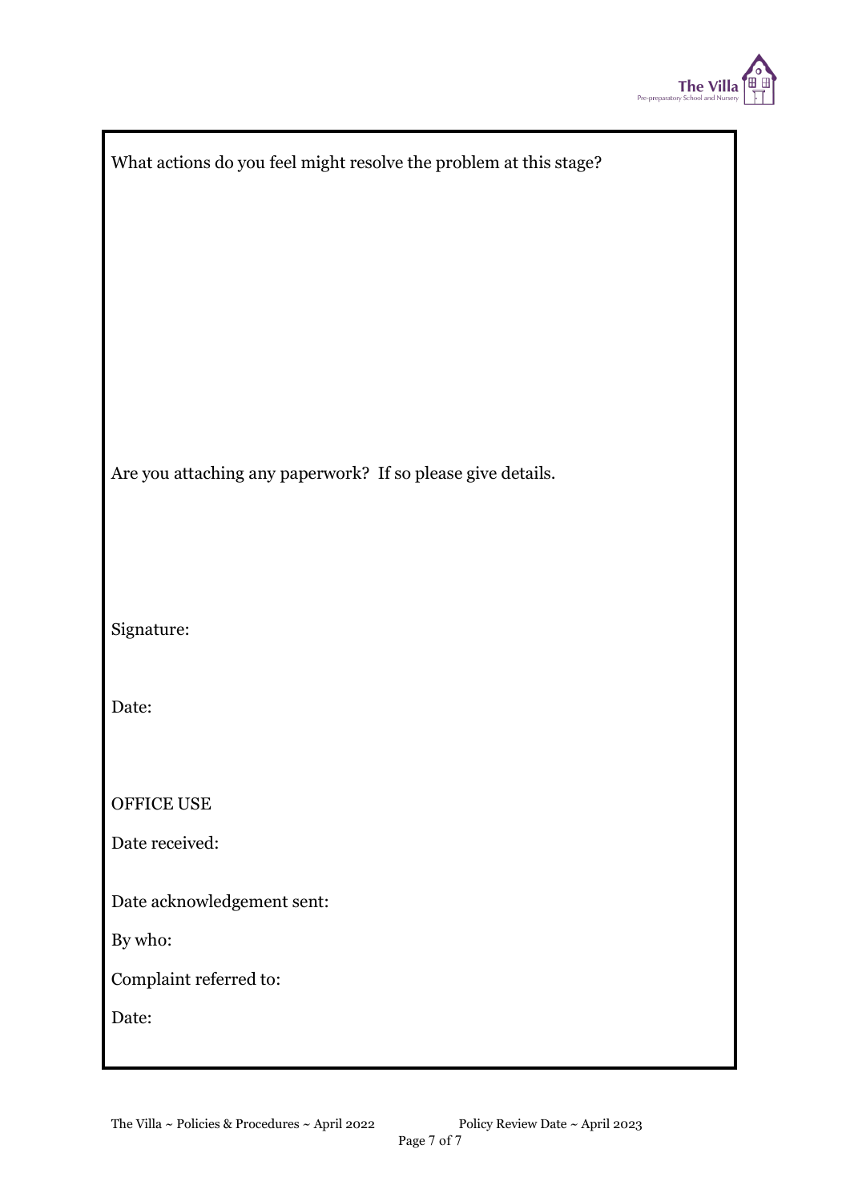What actions do you feel might resolve the problem at this stage?

Are you attaching any paperwork? If so please give details.

Signature:

Date:

OFFICE USE

Date received:

Date acknowledgement sent:

By who:

Complaint referred to:

Date: